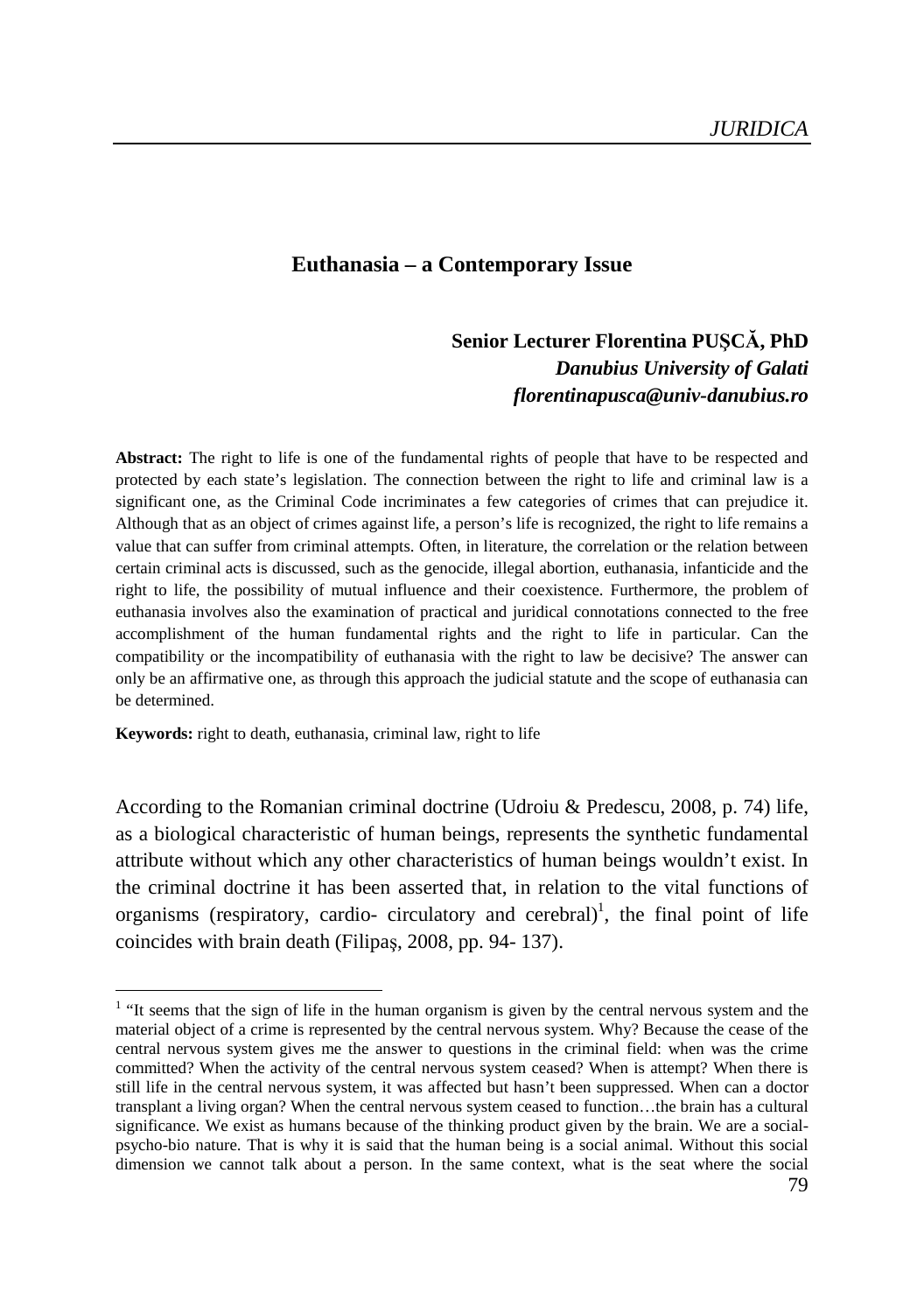# Euthanasia – a Contemporary Issue

**Senior Lecturer Florentina PUȘCĂ, PhD**
***Danubius University of Galati***
***florentinapusca@univ-danubius.ro***

**Abstract:** The right to life is one of the fundamental rights of people that have to be respected and protected by each state's legislation. The connection between the right to life and criminal law is a significant one, as the Criminal Code incriminates a few categories of crimes that can prejudice it. Although that as an object of crimes against life, a person's life is recognized, the right to life remains a value that can suffer from criminal attempts. Often, in literature, the correlation or the relation between certain criminal acts is discussed, such as the genocide, illegal abortion, euthanasia, infanticide and the right to life, the possibility of mutual influence and their coexistence. Furthermore, the problem of euthanasia involves also the examination of practical and juridical connotations connected to the free accomplishment of the human fundamental rights and the right to life in particular. Can the compatibility or the incompatibility of euthanasia with the right to law be decisive? The answer can only be an affirmative one, as through this approach the judicial statute and the scope of euthanasia can be determined.

**Keywords:** right to death, euthanasia, criminal law, right to life

According to the Romanian criminal doctrine (Udroiu & Predescu, 2008, p. 74) life, as a biological characteristic of human beings, represents the synthetic fundamental attribute without which any other characteristics of human beings wouldn't exist. In the criminal doctrine it has been asserted that, in relation to the vital functions of organisms (respiratory, cardio- circulatory and cerebral)[1], the final point of life coincides with brain death (Filipaș, 2008, pp. 94- 137).

[1] "It seems that the sign of life in the human organism is given by the central nervous system and the material object of a crime is represented by the central nervous system. Why? Because the cease of the central nervous system gives me the answer to questions in the criminal field: when was the crime committed? When the activity of the central nervous system ceased? When is attempt? When there is still life in the central nervous system, it was affected but hasn't been suppressed. When can a doctor transplant a living organ? When the central nervous system ceased to function…the brain has a cultural significance. We exist as humans because of the thinking product given by the brain. We are a social-psycho-bio nature. That is why it is said that the human being is a social animal. Without this social dimension we cannot talk about a person. In the same context, what is the seat where the social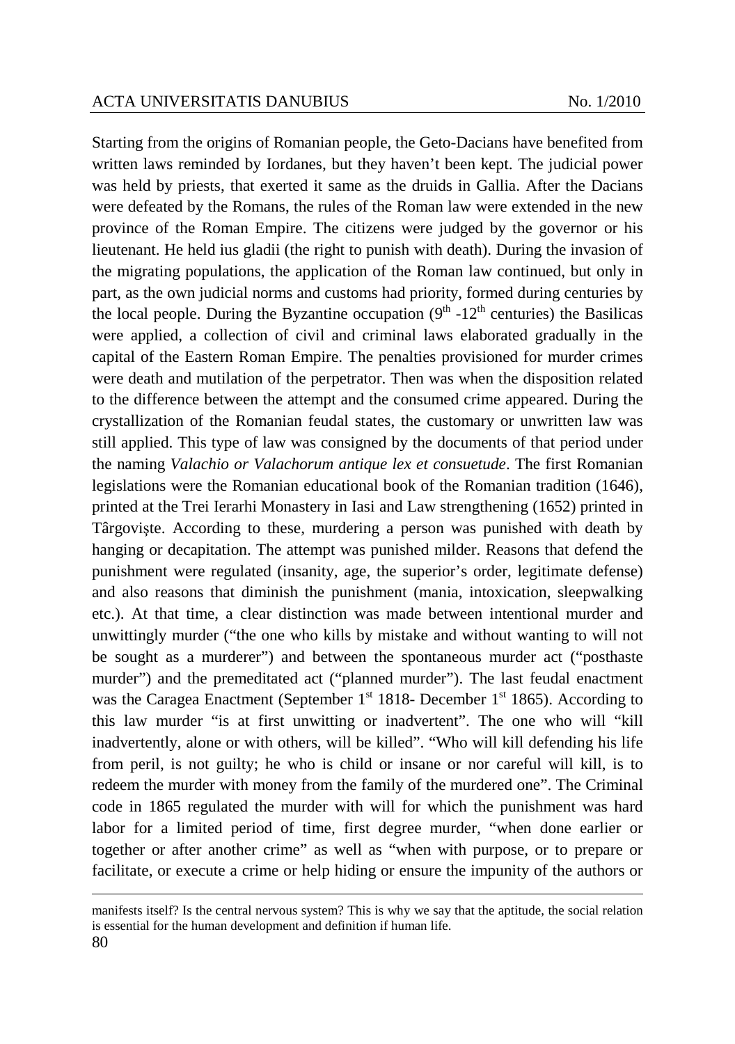Starting from the origins of Romanian people, the Geto-Dacians have benefited from written laws reminded by Iordanes, but they haven't been kept. The judicial power was held by priests, that exerted it same as the druids in Gallia. After the Dacians were defeated by the Romans, the rules of the Roman law were extended in the new province of the Roman Empire. The citizens were judged by the governor or his lieutenant. He held ius gladii (the right to punish with death). During the invasion of the migrating populations, the application of the Roman law continued, but only in part, as the own judicial norms and customs had priority, formed during centuries by the local people. During the Byzantine occupation (9th -12th centuries) the Basilicas were applied, a collection of civil and criminal laws elaborated gradually in the capital of the Eastern Roman Empire. The penalties provisioned for murder crimes were death and mutilation of the perpetrator. Then was when the disposition related to the difference between the attempt and the consumed crime appeared. During the crystallization of the Romanian feudal states, the customary or unwritten law was still applied. This type of law was consigned by the documents of that period under the naming *Valachio or Valachorum antique lex et consuetude*. The first Romanian legislations were the Romanian educational book of the Romanian tradition (1646), printed at the Trei Ierarhi Monastery in Iasi and Law strengthening (1652) printed in Târgoviște. According to these, murdering a person was punished with death by hanging or decapitation. The attempt was punished milder. Reasons that defend the punishment were regulated (insanity, age, the superior's order, legitimate defense) and also reasons that diminish the punishment (mania, intoxication, sleepwalking etc.). At that time, a clear distinction was made between intentional murder and unwittingly murder ("the one who kills by mistake and without wanting to will not be sought as a murderer") and between the spontaneous murder act ("posthaste murder") and the premeditated act ("planned murder"). The last feudal enactment was the Caragea Enactment (September 1st 1818- December 1st 1865). According to this law murder "is at first unwitting or inadvertent". The one who will "kill inadvertently, alone or with others, will be killed". "Who will kill defending his life from peril, is not guilty; he who is child or insane or nor careful will kill, is to redeem the murder with money from the family of the murdered one". The Criminal code in 1865 regulated the murder with will for which the punishment was hard labor for a limited period of time, first degree murder, "when done earlier or together or after another crime" as well as "when with purpose, or to prepare or facilitate, or execute a crime or help hiding or ensure the impunity of the authors or

---

manifests itself? Is the central nervous system? This is why we say that the aptitude, the social relation is essential for the human development and definition if human life.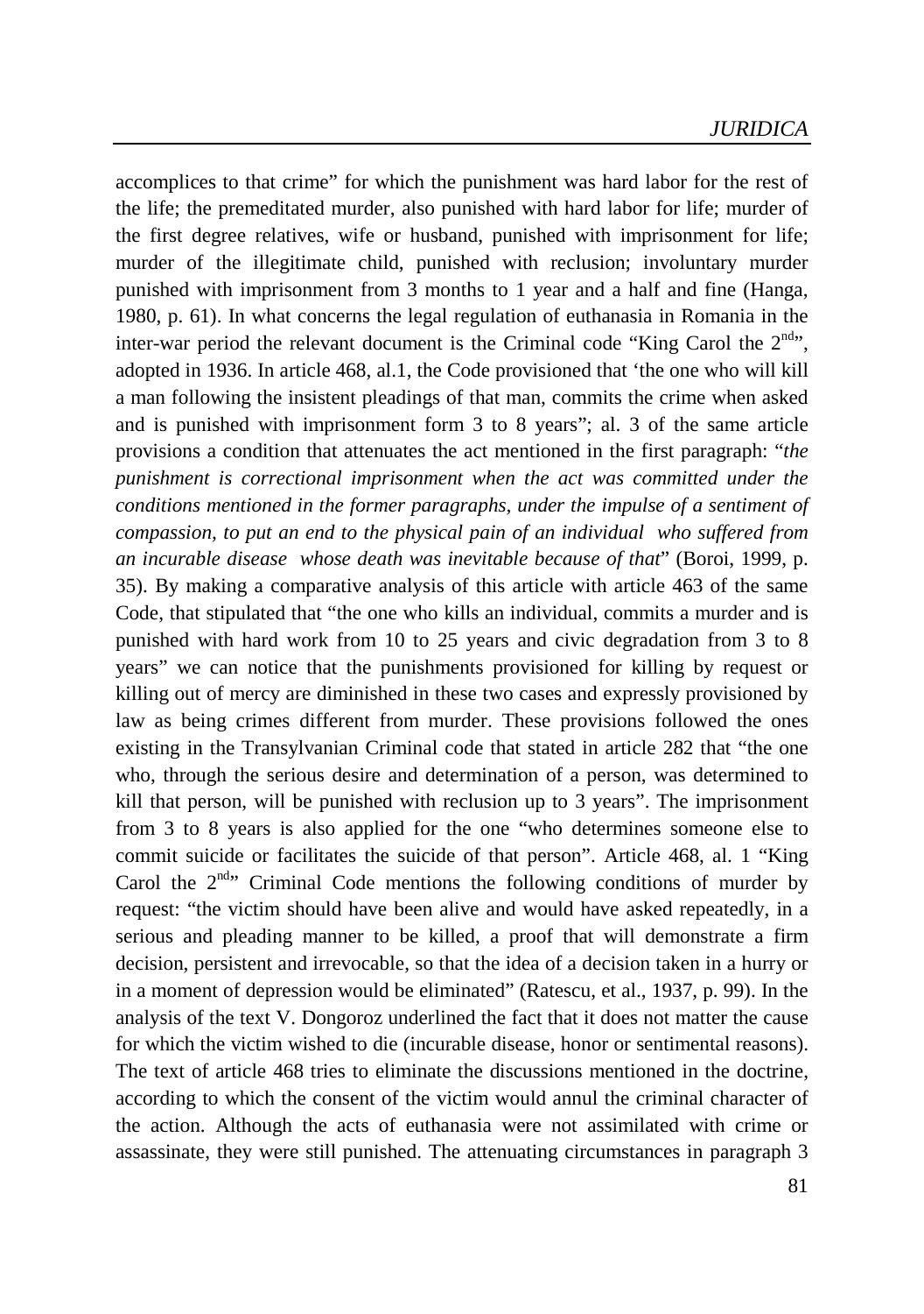accomplices to that crime" for which the punishment was hard labor for the rest of the life; the premeditated murder, also punished with hard labor for life; murder of the first degree relatives, wife or husband, punished with imprisonment for life; murder of the illegitimate child, punished with reclusion; involuntary murder punished with imprisonment from 3 months to 1 year and a half and fine (Hanga, 1980, p. 61). In what concerns the legal regulation of euthanasia in Romania in the inter-war period the relevant document is the Criminal code "King Carol the 2nd", adopted in 1936. In article 468, al.1, the Code provisioned that 'the one who will kill a man following the insistent pleadings of that man, commits the crime when asked and is punished with imprisonment form 3 to 8 years"; al. 3 of the same article provisions a condition that attenuates the act mentioned in the first paragraph: "*the punishment is correctional imprisonment when the act was committed under the conditions mentioned in the former paragraphs, under the impulse of a sentiment of compassion, to put an end to the physical pain of an individual who suffered from an incurable disease whose death was inevitable because of that*" (Boroi, 1999, p. 35). By making a comparative analysis of this article with article 463 of the same Code, that stipulated that "the one who kills an individual, commits a murder and is punished with hard work from 10 to 25 years and civic degradation from 3 to 8 years" we can notice that the punishments provisioned for killing by request or killing out of mercy are diminished in these two cases and expressly provisioned by law as being crimes different from murder. These provisions followed the ones existing in the Transylvanian Criminal code that stated in article 282 that "the one who, through the serious desire and determination of a person, was determined to kill that person, will be punished with reclusion up to 3 years". The imprisonment from 3 to 8 years is also applied for the one "who determines someone else to commit suicide or facilitates the suicide of that person". Article 468, al. 1 "King Carol the 2nd" Criminal Code mentions the following conditions of murder by request: "the victim should have been alive and would have asked repeatedly, in a serious and pleading manner to be killed, a proof that will demonstrate a firm decision, persistent and irrevocable, so that the idea of a decision taken in a hurry or in a moment of depression would be eliminated" (Ratescu, et al., 1937, p. 99). In the analysis of the text V. Dongoroz underlined the fact that it does not matter the cause for which the victim wished to die (incurable disease, honor or sentimental reasons). The text of article 468 tries to eliminate the discussions mentioned in the doctrine, according to which the consent of the victim would annul the criminal character of the action. Although the acts of euthanasia were not assimilated with crime or assassinate, they were still punished. The attenuating circumstances in paragraph 3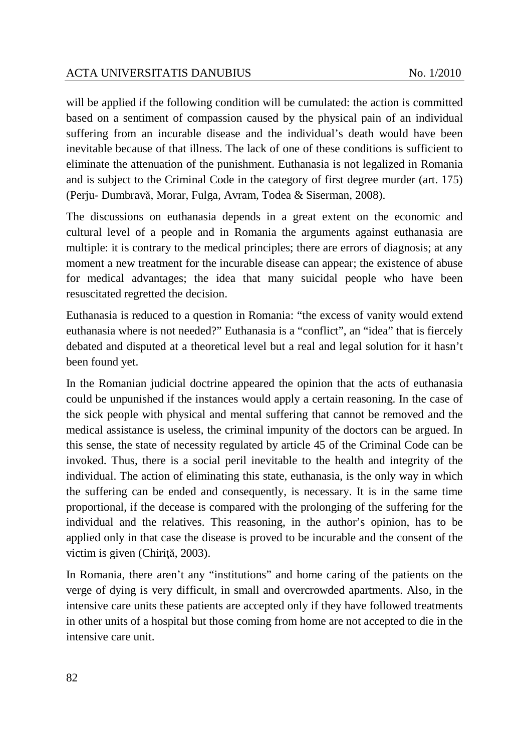will be applied if the following condition will be cumulated: the action is committed based on a sentiment of compassion caused by the physical pain of an individual suffering from an incurable disease and the individual's death would have been inevitable because of that illness. The lack of one of these conditions is sufficient to eliminate the attenuation of the punishment. Euthanasia is not legalized in Romania and is subject to the Criminal Code in the category of first degree murder (art. 175) (Perju- Dumbravă, Morar, Fulga, Avram, Todea & Siserman, 2008).

The discussions on euthanasia depends in a great extent on the economic and cultural level of a people and in Romania the arguments against euthanasia are multiple: it is contrary to the medical principles; there are errors of diagnosis; at any moment a new treatment for the incurable disease can appear; the existence of abuse for medical advantages; the idea that many suicidal people who have been resuscitated regretted the decision.

Euthanasia is reduced to a question in Romania: "the excess of vanity would extend euthanasia where is not needed?" Euthanasia is a "conflict", an "idea" that is fiercely debated and disputed at a theoretical level but a real and legal solution for it hasn't been found yet.

In the Romanian judicial doctrine appeared the opinion that the acts of euthanasia could be unpunished if the instances would apply a certain reasoning. In the case of the sick people with physical and mental suffering that cannot be removed and the medical assistance is useless, the criminal impunity of the doctors can be argued. In this sense, the state of necessity regulated by article 45 of the Criminal Code can be invoked. Thus, there is a social peril inevitable to the health and integrity of the individual. The action of eliminating this state, euthanasia, is the only way in which the suffering can be ended and consequently, is necessary. It is in the same time proportional, if the decease is compared with the prolonging of the suffering for the individual and the relatives. This reasoning, in the author's opinion, has to be applied only in that case the disease is proved to be incurable and the consent of the victim is given (Chiriţă, 2003).

In Romania, there aren't any "institutions" and home caring of the patients on the verge of dying is very difficult, in small and overcrowded apartments. Also, in the intensive care units these patients are accepted only if they have followed treatments in other units of a hospital but those coming from home are not accepted to die in the intensive care unit.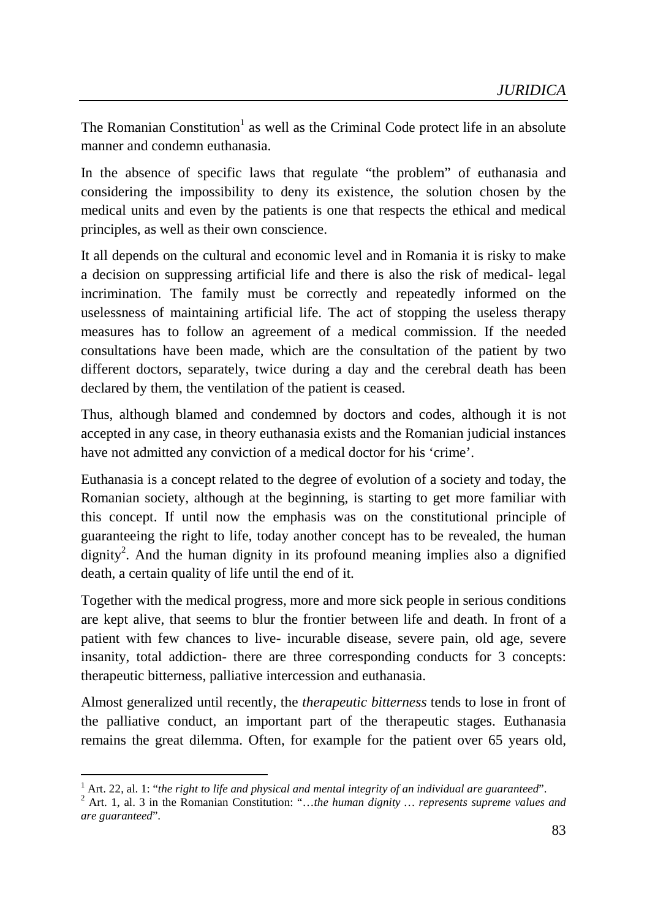The Romanian Constitution[1] as well as the Criminal Code protect life in an absolute manner and condemn euthanasia.

In the absence of specific laws that regulate "the problem" of euthanasia and considering the impossibility to deny its existence, the solution chosen by the medical units and even by the patients is one that respects the ethical and medical principles, as well as their own conscience.

It all depends on the cultural and economic level and in Romania it is risky to make a decision on suppressing artificial life and there is also the risk of medical- legal incrimination. The family must be correctly and repeatedly informed on the uselessness of maintaining artificial life. The act of stopping the useless therapy measures has to follow an agreement of a medical commission. If the needed consultations have been made, which are the consultation of the patient by two different doctors, separately, twice during a day and the cerebral death has been declared by them, the ventilation of the patient is ceased.

Thus, although blamed and condemned by doctors and codes, although it is not accepted in any case, in theory euthanasia exists and the Romanian judicial instances have not admitted any conviction of a medical doctor for his 'crime'.

Euthanasia is a concept related to the degree of evolution of a society and today, the Romanian society, although at the beginning, is starting to get more familiar with this concept. If until now the emphasis was on the constitutional principle of guaranteeing the right to life, today another concept has to be revealed, the human dignity[2]. And the human dignity in its profound meaning implies also a dignified death, a certain quality of life until the end of it.

Together with the medical progress, more and more sick people in serious conditions are kept alive, that seems to blur the frontier between life and death. In front of a patient with few chances to live- incurable disease, severe pain, old age, severe insanity, total addiction- there are three corresponding conducts for 3 concepts: therapeutic bitterness, palliative intercession and euthanasia.

Almost generalized until recently, the *therapeutic bitterness* tends to lose in front of the palliative conduct, an important part of the therapeutic stages. Euthanasia remains the great dilemma. Often, for example for the patient over 65 years old,

---

[1] Art. 22, al. 1: "*the right to life and physical and mental integrity of an individual are guaranteed*".

[2] Art. 1, al. 3 in the Romanian Constitution: "*…the human dignity … represents supreme values and are guaranteed*".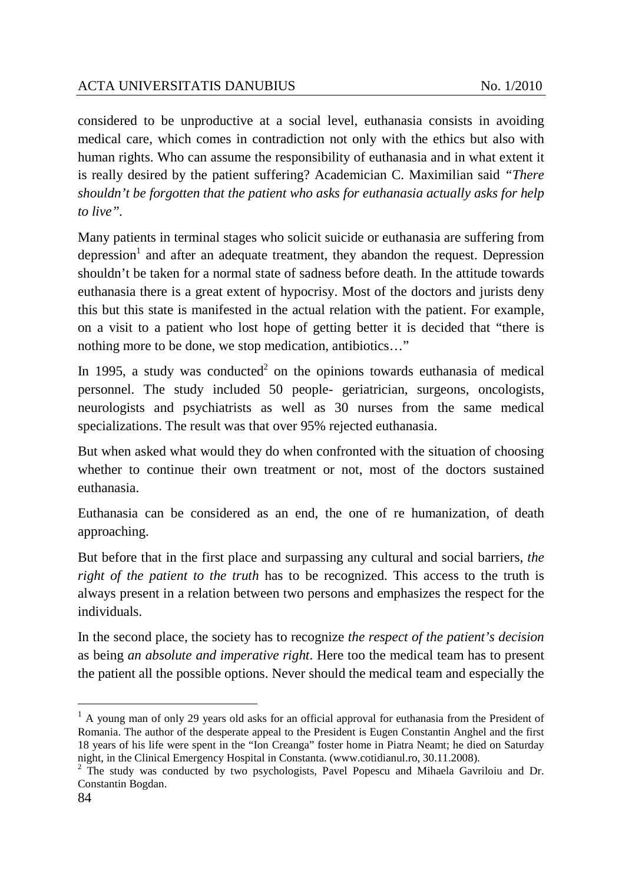considered to be unproductive at a social level, euthanasia consists in avoiding medical care, which comes in contradiction not only with the ethics but also with human rights. Who can assume the responsibility of euthanasia and in what extent it is really desired by the patient suffering? Academician C. Maximilian said *"There shouldn't be forgotten that the patient who asks for euthanasia actually asks for help to live"*.

Many patients in terminal stages who solicit suicide or euthanasia are suffering from depression[1] and after an adequate treatment, they abandon the request. Depression shouldn't be taken for a normal state of sadness before death. In the attitude towards euthanasia there is a great extent of hypocrisy. Most of the doctors and jurists deny this but this state is manifested in the actual relation with the patient. For example, on a visit to a patient who lost hope of getting better it is decided that "there is nothing more to be done, we stop medication, antibiotics…"

In 1995, a study was conducted[2] on the opinions towards euthanasia of medical personnel. The study included 50 people- geriatrician, surgeons, oncologists, neurologists and psychiatrists as well as 30 nurses from the same medical specializations. The result was that over 95% rejected euthanasia.

But when asked what would they do when confronted with the situation of choosing whether to continue their own treatment or not, most of the doctors sustained euthanasia.

Euthanasia can be considered as an end, the one of re humanization, of death approaching.

But before that in the first place and surpassing any cultural and social barriers, *the right of the patient to the truth* has to be recognized. This access to the truth is always present in a relation between two persons and emphasizes the respect for the individuals.

In the second place, the society has to recognize *the respect of the patient's decision* as being *an absolute and imperative right*. Here too the medical team has to present the patient all the possible options. Never should the medical team and especially the

---

[1] A young man of only 29 years old asks for an official approval for euthanasia from the President of Romania. The author of the desperate appeal to the President is Eugen Constantin Anghel and the first 18 years of his life were spent in the "Ion Creanga" foster home in Piatra Neamt; he died on Saturday night, in the Clinical Emergency Hospital in Constanta. (www.cotidianul.ro, 30.11.2008).

[2] The study was conducted by two psychologists, Pavel Popescu and Mihaela Gavriloiu and Dr. Constantin Bogdan.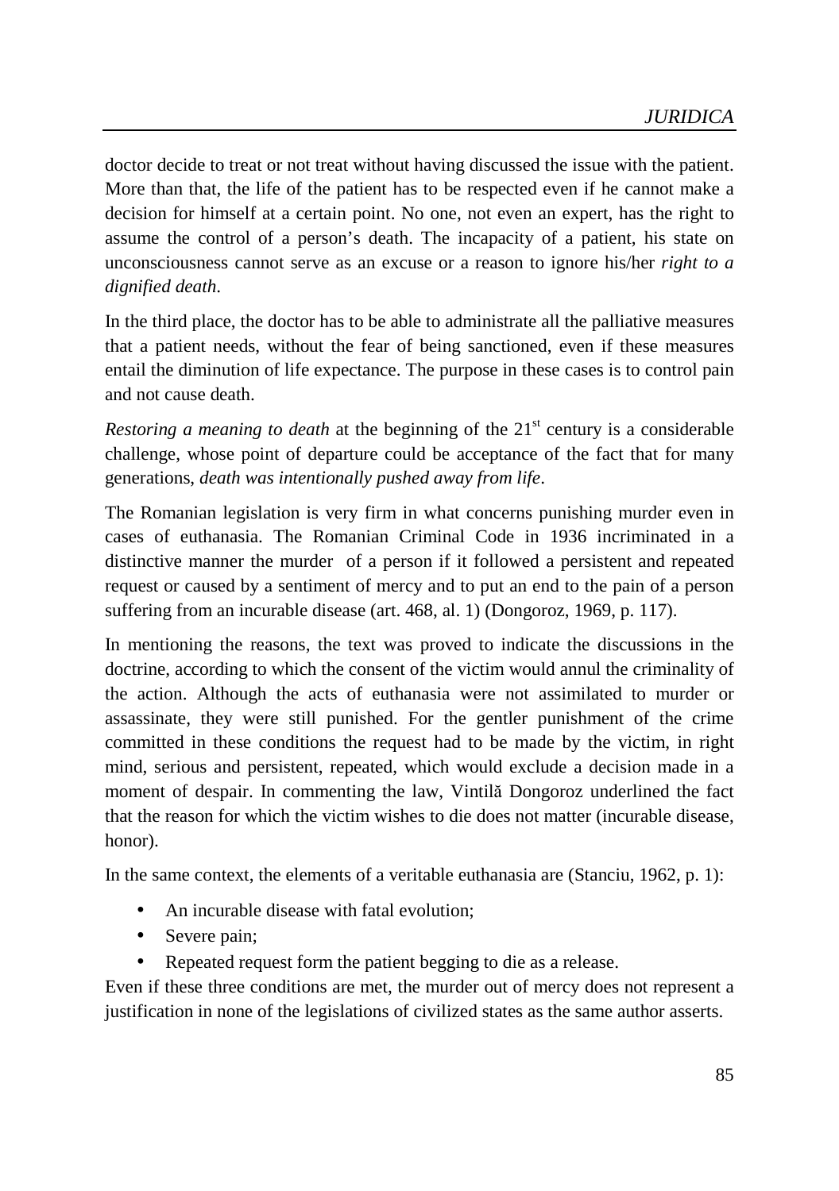doctor decide to treat or not treat without having discussed the issue with the patient. More than that, the life of the patient has to be respected even if he cannot make a decision for himself at a certain point. No one, not even an expert, has the right to assume the control of a person's death. The incapacity of a patient, his state on unconsciousness cannot serve as an excuse or a reason to ignore his/her *right to a dignified death*.

In the third place, the doctor has to be able to administrate all the palliative measures that a patient needs, without the fear of being sanctioned, even if these measures entail the diminution of life expectance. The purpose in these cases is to control pain and not cause death.

*Restoring a meaning to death* at the beginning of the 21st century is a considerable challenge, whose point of departure could be acceptance of the fact that for many generations, *death was intentionally pushed away from life*.

The Romanian legislation is very firm in what concerns punishing murder even in cases of euthanasia. The Romanian Criminal Code in 1936 incriminated in a distinctive manner the murder of a person if it followed a persistent and repeated request or caused by a sentiment of mercy and to put an end to the pain of a person suffering from an incurable disease (art. 468, al. 1) (Dongoroz, 1969, p. 117).

In mentioning the reasons, the text was proved to indicate the discussions in the doctrine, according to which the consent of the victim would annul the criminality of the action. Although the acts of euthanasia were not assimilated to murder or assassinate, they were still punished. For the gentler punishment of the crime committed in these conditions the request had to be made by the victim, in right mind, serious and persistent, repeated, which would exclude a decision made in a moment of despair. In commenting the law, Vintilă Dongoroz underlined the fact that the reason for which the victim wishes to die does not matter (incurable disease, honor).

In the same context, the elements of a veritable euthanasia are (Stanciu, 1962, p. 1):

- An incurable disease with fatal evolution;
- Severe pain;
- Repeated request form the patient begging to die as a release.

Even if these three conditions are met, the murder out of mercy does not represent a justification in none of the legislations of civilized states as the same author asserts.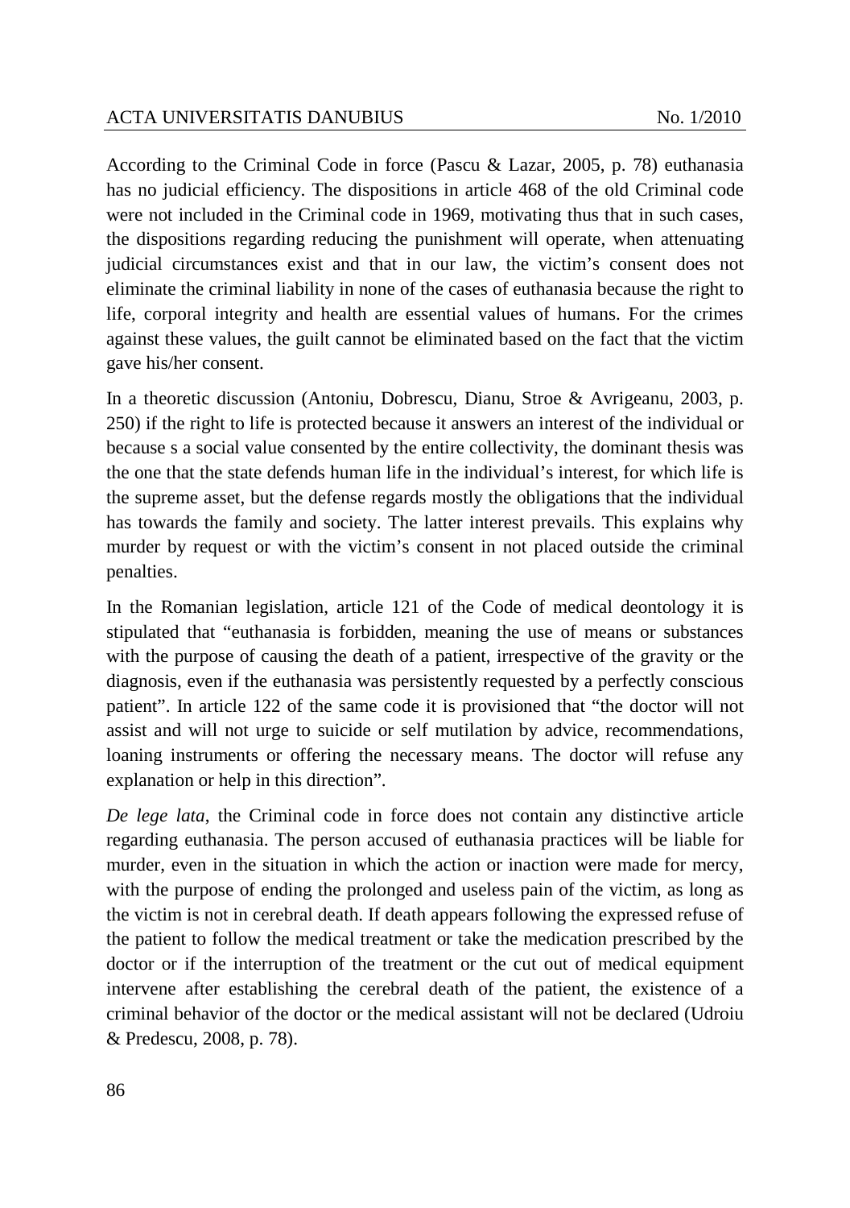According to the Criminal Code in force (Pascu & Lazar, 2005, p. 78) euthanasia has no judicial efficiency. The dispositions in article 468 of the old Criminal code were not included in the Criminal code in 1969, motivating thus that in such cases, the dispositions regarding reducing the punishment will operate, when attenuating judicial circumstances exist and that in our law, the victim's consent does not eliminate the criminal liability in none of the cases of euthanasia because the right to life, corporal integrity and health are essential values of humans. For the crimes against these values, the guilt cannot be eliminated based on the fact that the victim gave his/her consent.

In a theoretic discussion (Antoniu, Dobrescu, Dianu, Stroe & Avrigeanu, 2003, p. 250) if the right to life is protected because it answers an interest of the individual or because s a social value consented by the entire collectivity, the dominant thesis was the one that the state defends human life in the individual's interest, for which life is the supreme asset, but the defense regards mostly the obligations that the individual has towards the family and society. The latter interest prevails. This explains why murder by request or with the victim's consent in not placed outside the criminal penalties.

In the Romanian legislation, article 121 of the Code of medical deontology it is stipulated that "euthanasia is forbidden, meaning the use of means or substances with the purpose of causing the death of a patient, irrespective of the gravity or the diagnosis, even if the euthanasia was persistently requested by a perfectly conscious patient". In article 122 of the same code it is provisioned that "the doctor will not assist and will not urge to suicide or self mutilation by advice, recommendations, loaning instruments or offering the necessary means. The doctor will refuse any explanation or help in this direction".

*De lege lata*, the Criminal code in force does not contain any distinctive article regarding euthanasia. The person accused of euthanasia practices will be liable for murder, even in the situation in which the action or inaction were made for mercy, with the purpose of ending the prolonged and useless pain of the victim, as long as the victim is not in cerebral death. If death appears following the expressed refuse of the patient to follow the medical treatment or take the medication prescribed by the doctor or if the interruption of the treatment or the cut out of medical equipment intervene after establishing the cerebral death of the patient, the existence of a criminal behavior of the doctor or the medical assistant will not be declared (Udroiu & Predescu, 2008, p. 78).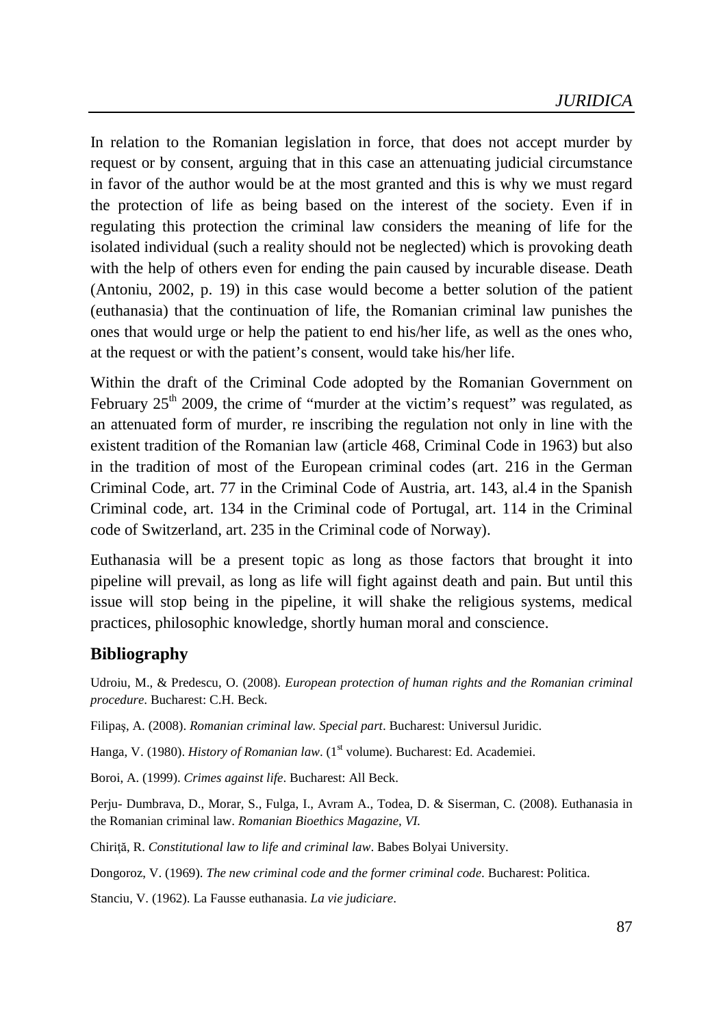In relation to the Romanian legislation in force, that does not accept murder by request or by consent, arguing that in this case an attenuating judicial circumstance in favor of the author would be at the most granted and this is why we must regard the protection of life as being based on the interest of the society. Even if in regulating this protection the criminal law considers the meaning of life for the isolated individual (such a reality should not be neglected) which is provoking death with the help of others even for ending the pain caused by incurable disease. Death (Antoniu, 2002, p. 19) in this case would become a better solution of the patient (euthanasia) that the continuation of life, the Romanian criminal law punishes the ones that would urge or help the patient to end his/her life, as well as the ones who, at the request or with the patient's consent, would take his/her life.

Within the draft of the Criminal Code adopted by the Romanian Government on February 25th 2009, the crime of "murder at the victim's request" was regulated, as an attenuated form of murder, re inscribing the regulation not only in line with the existent tradition of the Romanian law (article 468, Criminal Code in 1963) but also in the tradition of most of the European criminal codes (art. 216 in the German Criminal Code, art. 77 in the Criminal Code of Austria, art. 143, al.4 in the Spanish Criminal code, art. 134 in the Criminal code of Portugal, art. 114 in the Criminal code of Switzerland, art. 235 in the Criminal code of Norway).

Euthanasia will be a present topic as long as those factors that brought it into pipeline will prevail, as long as life will fight against death and pain. But until this issue will stop being in the pipeline, it will shake the religious systems, medical practices, philosophic knowledge, shortly human moral and conscience.

## Bibliography

Udroiu, M., & Predescu, O. (2008). *European protection of human rights and the Romanian criminal procedure*. Bucharest: C.H. Beck.

Filipaş, A. (2008). *Romanian criminal law. Special part*. Bucharest: Universul Juridic.

Hanga, V. (1980). *History of Romanian law*. (1st volume). Bucharest: Ed. Academiei.

Boroi, A. (1999). *Crimes against life*. Bucharest: All Beck.

Perju- Dumbrava, D., Morar, S., Fulga, I., Avram A., Todea, D. & Siserman, C. (2008). Euthanasia in the Romanian criminal law. *Romanian Bioethics Magazine, VI.*

Chiriţă, R. *Constitutional law to life and criminal law*. Babes Bolyai University.

Dongoroz, V. (1969). *The new criminal code and the former criminal code.* Bucharest: Politica.

Stanciu, V. (1962). La Fausse euthanasia. *La vie judiciare*.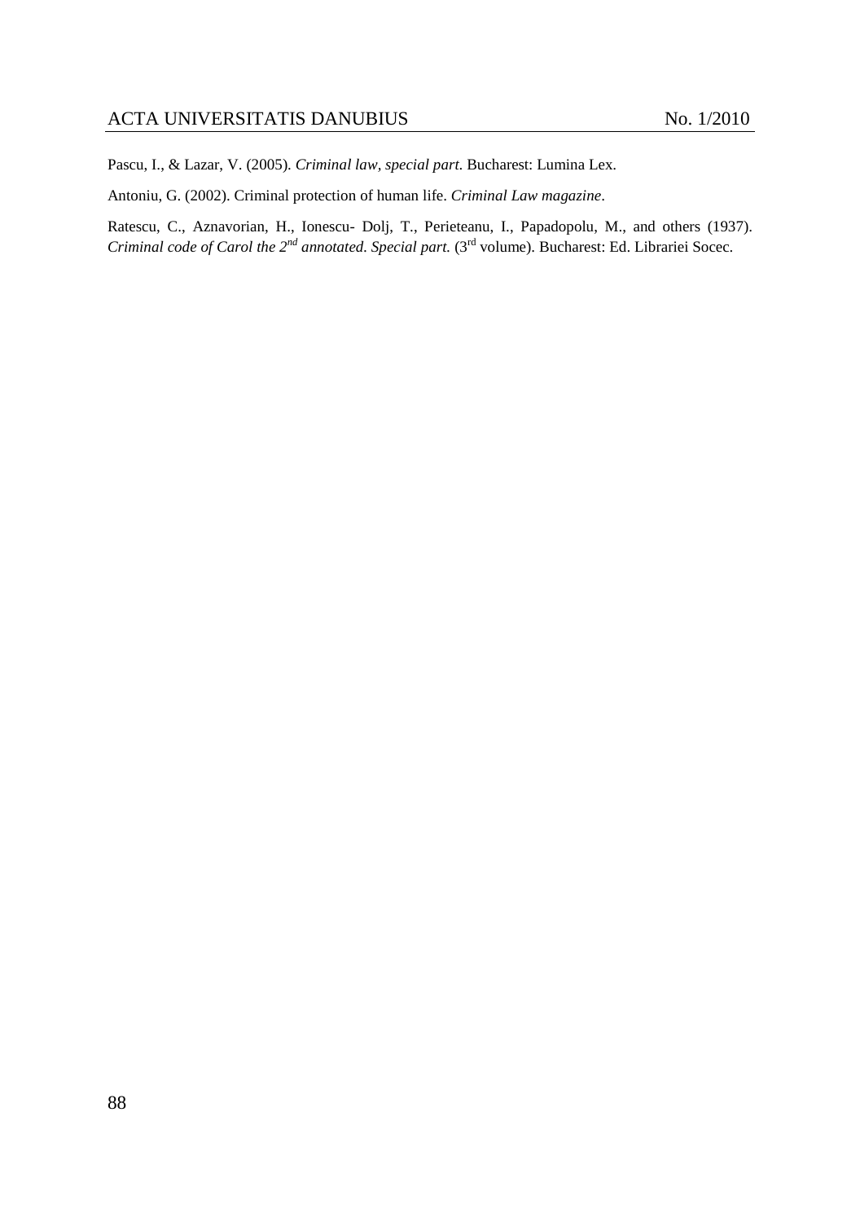Pascu, I., & Lazar, V. (2005). *Criminal law, special part*. Bucharest: Lumina Lex.

Antoniu, G. (2002). Criminal protection of human life. *Criminal Law magazine*.

Ratescu, C., Aznavorian, H., Ionescu- Dolj, T., Perieteanu, I., Papadopolu, M., and others (1937). *Criminal code of Carol the 2nd annotated. Special part.* (3rd volume). Bucharest: Ed. Librariei Socec.